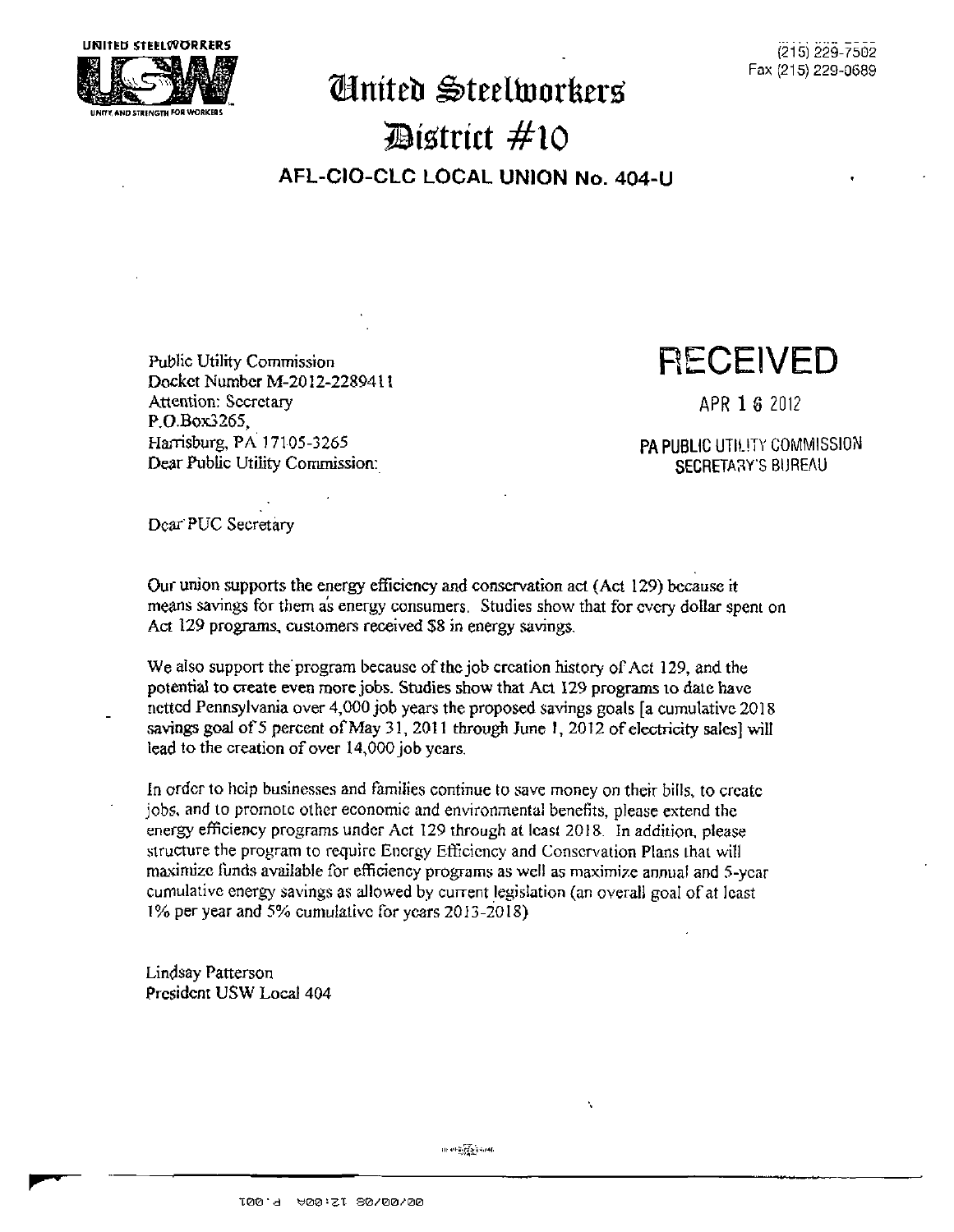UNITED STEELWORKERS

UNITY AND STRENGTH FOR WORKERS

(215) 229-7502
Fax (215) 229-0689

# United Steelworkers
# District #10

## AFL-CIO-CLC LOCAL UNION No. 404-U

Public Utility Commission
Docket Number M-2012-2289411
Attention: Secretary
P.O.Box3265,
Harrisburg, PA 17105-3265
Dear Public Utility Commission:

RECEIVED

APR 16 2012

PA PUBLIC UTILITY COMMISSION
SECRETARY'S BUREAU

Dear PUC Secretary

Our union supports the energy efficiency and conservation act (Act 129) because it means savings for them as energy consumers. Studies show that for every dollar spent on Act 129 programs, customers received $8 in energy savings.

We also support the program because of the job creation history of Act 129, and the potential to create even more jobs. Studies show that Act 129 programs to date have netted Pennsylvania over 4,000 job years the proposed savings goals [a cumulative 2018 savings goal of 5 percent of May 31, 2011 through June 1, 2012 of electricity sales] will lead to the creation of over 14,000 job years.

In order to help businesses and families continue to save money on their bills, to create jobs, and to promote other economic and environmental benefits, please extend the energy efficiency programs under Act 129 through at least 2018. In addition, please structure the program to require Energy Efficiency and Conservation Plans that will maximize funds available for efficiency programs as well as maximize annual and 5-year cumulative energy savings as allowed by current legislation (an overall goal of at least 1% per year and 5% cumulative for years 2013-2018)

Lindsay Patterson
President USW Local 404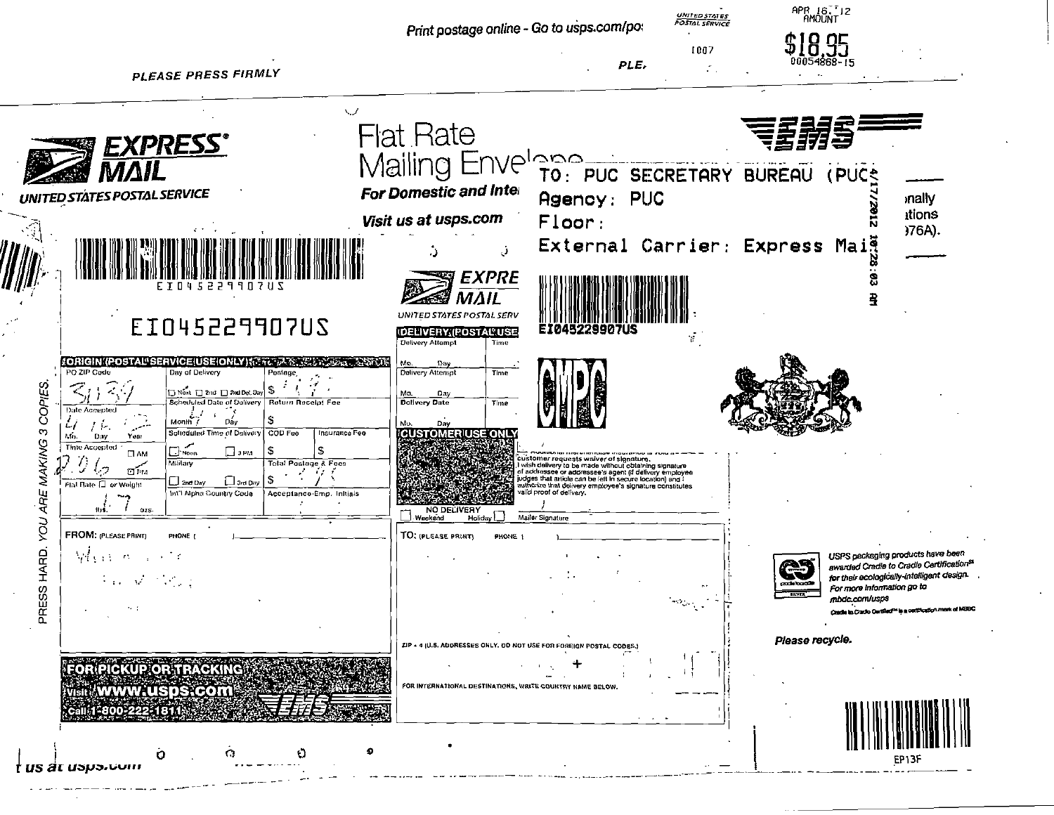Print postage online - Go to usps.com/po:

PLEASE PRESS FIRMLY

PLE.

UNITED STATES POSTAL SERVICE

1007

APR 16 '12
AMOUNT

$18.95

00054868-15

**EXPRESS MAIL**

UNITED STATES POSTAL SERVICE

Flat Rate
Mailing Envelope

For Domestic and Inte

Visit us at usps.com

EMS

TO: PUC SECRETARY BUREAU (PUC
Agency: PUC
Floor:
External Carrier: Express Mai

4/17/2012 10:28:03 AM

EI045229907US

EI045229907US

EI045229907US

CMPC

onally
itions
076A).

EXPRESS MAIL
UNITED STATES POSTAL SERV

PRESS HARD. YOU ARE MAKING 3 COPIES.

| ORIGIN (POSTAL SERVICE USE ONLY) | | | |
|---|---|---|---|
| PO ZIP Code: 31139 | Day of Delivery: ☐ Next ☐ 2nd ☐ 2nd Del. Day | Postage: $ 18.95 | |
| Date Accepted: 4 16 12 (Mo. Day Year) | Scheduled Date of Delivery: Month 4 Day 17 | Return Receipt Fee: $ | |
| Time Accepted: 2:06 ☐ AM ☒ PM | Scheduled Time of Delivery: ☐ Noon ☐ 3 PM | COD Fee: $ | Insurance Fee: $ |
| Flat Rate ☐ or Weight: 1 lbs. 7 ozs. | Military: ☐ 2nd Day ☐ 3rd Day | Total Postage & Fees: $ 18.95 | |
| | Int'l Alpha Country Code | Acceptance Emp. Initials | |

| DELIVERY (POSTAL USE ONLY) | |
|---|---|
| Delivery Attempt: Mo. Day | Time |
| Delivery Attempt: Mo. Day | Time |
| Delivery Date: Mo. Day | Time |

CUSTOMER USE ONLY

customer requests waiver of signature. I wish delivery to be made without obtaining signature of addressee or addressee's agent (if delivery employee judges that article can be left in secure location) and I authorize that delivery employee's signature constitutes valid proof of delivery.

NO DELIVERY ☐ Weekend ☐ Holiday

Mailer Signature

FROM: (PLEASE PRINT) PHONE ( )

TO: (PLEASE PRINT) PHONE ( )

ZIP + 4 (U.S. ADDRESSES ONLY. DO NOT USE FOR FOREIGN POSTAL CODES.)

FOR INTERNATIONAL DESTINATIONS, WRITE COUNTRY NAME BELOW.

**FOR PICKUP OR TRACKING**
Visit www.usps.com
Call 1-800-222-1811

EMS

USPS packaging products have been awarded Cradle to Cradle Certification℠ for their ecologically-intelligent design. For more information go to mbdc.com/usps

Cradle to Cradle Certified℠ is a certification mark of MBDC

Please recycle.

EP13F

us at usps.com